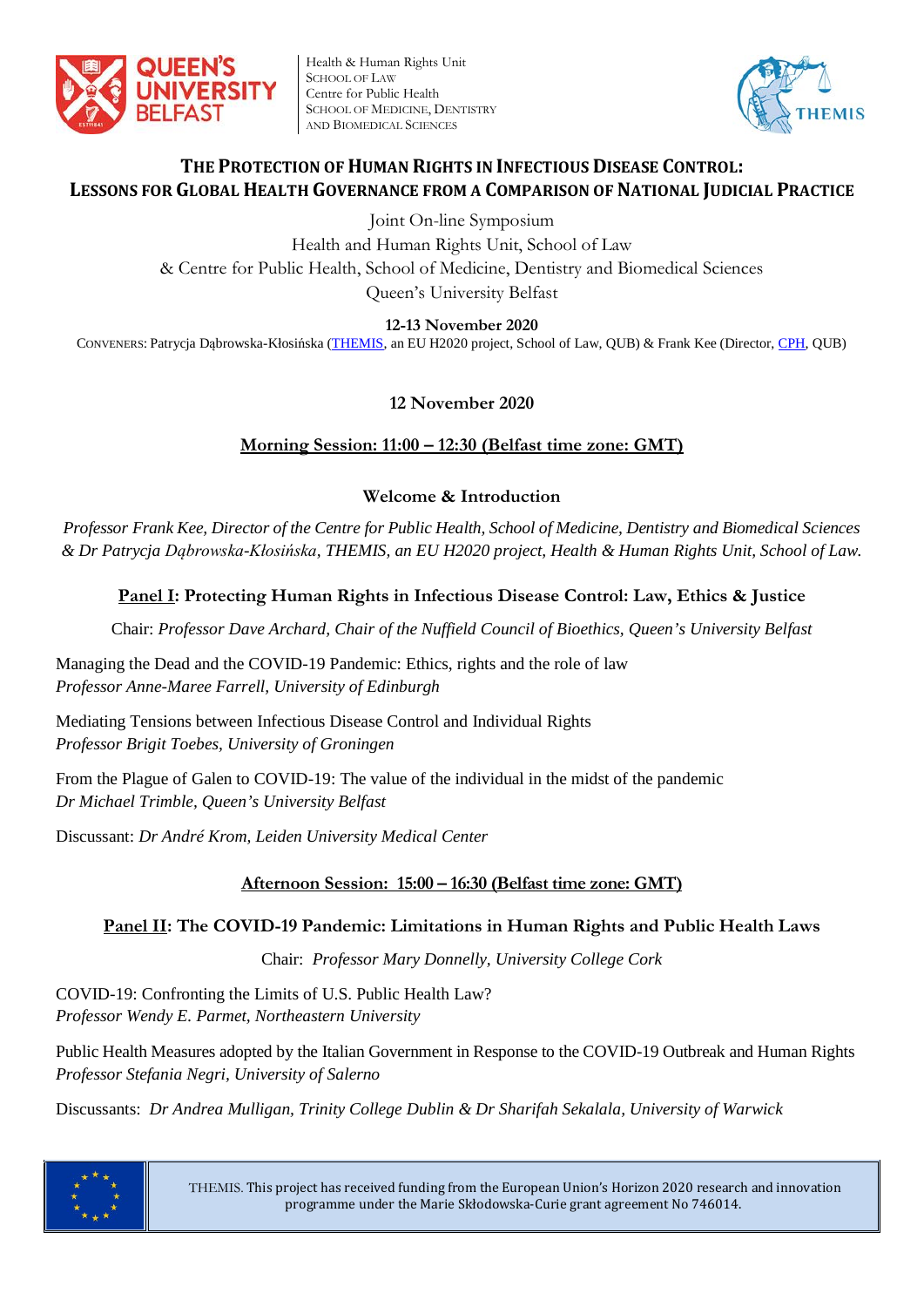Health & Human Rights Unit
School of Law
Centre for Public Health
School of Medicine, Dentistry and Biomedical Sciences

# The Protection of Human Rights in Infectious Disease Control: Lessons for Global Health Governance from a Comparison of National Judicial Practice

Joint On-line Symposium
Health and Human Rights Unit, School of Law
& Centre for Public Health, School of Medicine, Dentistry and Biomedical Sciences
Queen's University Belfast

**12-13 November 2020**

Conveners: Patrycja Dąbrowska-Kłosińska (THEMIS, an EU H2020 project, School of Law, QUB) & Frank Kee (Director, CPH, QUB)

## 12 November 2020

### Morning Session: 11:00 – 12:30 (Belfast time zone: GMT)

**Welcome & Introduction**

*Professor Frank Kee, Director of the Centre for Public Health, School of Medicine, Dentistry and Biomedical Sciences & Dr Patrycja Dąbrowska-Kłosińska, THEMIS, an EU H2020 project, Health & Human Rights Unit, School of Law.*

**Panel I: Protecting Human Rights in Infectious Disease Control: Law, Ethics & Justice**

Chair: *Professor Dave Archard, Chair of the Nuffield Council of Bioethics, Queen's University Belfast*

Managing the Dead and the COVID-19 Pandemic: Ethics, rights and the role of law
*Professor Anne-Maree Farrell, University of Edinburgh*

Mediating Tensions between Infectious Disease Control and Individual Rights
*Professor Brigit Toebes, University of Groningen*

From the Plague of Galen to COVID-19: The value of the individual in the midst of the pandemic
*Dr Michael Trimble, Queen's University Belfast*

Discussant: *Dr André Krom, Leiden University Medical Center*

### Afternoon Session: 15:00 – 16:30 (Belfast time zone: GMT)

**Panel II: The COVID-19 Pandemic: Limitations in Human Rights and Public Health Laws**

Chair: *Professor Mary Donnelly, University College Cork*

COVID-19: Confronting the Limits of U.S. Public Health Law?
*Professor Wendy E. Parmet, Northeastern University*

Public Health Measures adopted by the Italian Government in Response to the COVID-19 Outbreak and Human Rights
*Professor Stefania Negri, University of Salerno*

Discussants: *Dr Andrea Mulligan, Trinity College Dublin & Dr Sharifah Sekalala, University of Warwick*

THEMIS. This project has received funding from the European Union's Horizon 2020 research and innovation programme under the Marie Skłodowska-Curie grant agreement No 746014.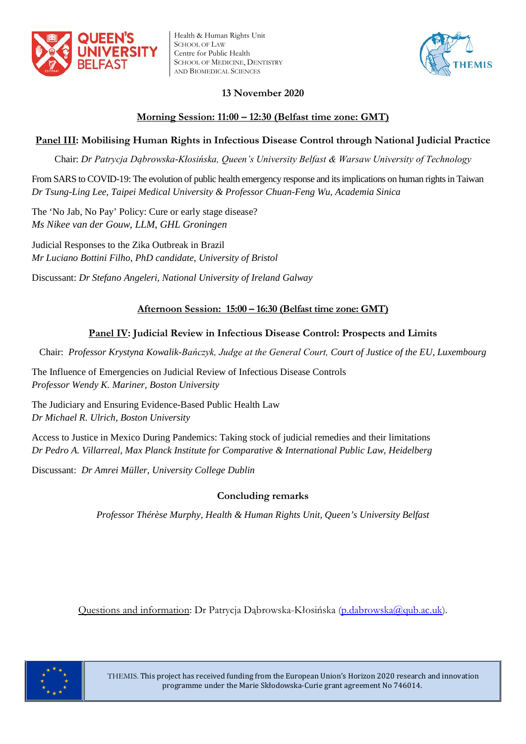Health & Human Rights Unit
SCHOOL OF LAW
Centre for Public Health
SCHOOL OF MEDICINE, DENTISTRY AND BIOMEDICAL SCIENCES

**13 November 2020**

**Morning Session: 11:00 – 12:30 (Belfast time zone: GMT)**

## Panel III: Mobilising Human Rights in Infectious Disease Control through National Judicial Practice

Chair: *Dr Patrycja Dąbrowska-Kłosińska, Queen's University Belfast & Warsaw University of Technology*

From SARS to COVID-19: The evolution of public health emergency response and its implications on human rights in Taiwan
*Dr Tsung-Ling Lee, Taipei Medical University & Professor Chuan-Feng Wu, Academia Sinica*

The 'No Jab, No Pay' Policy: Cure or early stage disease?
*Ms Nikee van der Gouw, LLM, GHL Groningen*

Judicial Responses to the Zika Outbreak in Brazil
*Mr Luciano Bottini Filho, PhD candidate, University of Bristol*

Discussant: *Dr Stefano Angeleri, National University of Ireland Galway*

**Afternoon Session: 15:00 – 16:30 (Belfast time zone: GMT)**

## Panel IV: Judicial Review in Infectious Disease Control: Prospects and Limits

Chair: *Professor Krystyna Kowalik-Bańczyk, Judge at the General Court, Court of Justice of the EU, Luxembourg*

The Influence of Emergencies on Judicial Review of Infectious Disease Controls
*Professor Wendy K. Mariner, Boston University*

The Judiciary and Ensuring Evidence-Based Public Health Law
*Dr Michael R. Ulrich, Boston University*

Access to Justice in Mexico During Pandemics: Taking stock of judicial remedies and their limitations
*Dr Pedro A. Villarreal, Max Planck Institute for Comparative & International Public Law, Heidelberg*

Discussant: *Dr Amrei Müller, University College Dublin*

**Concluding remarks**

*Professor Thérèse Murphy, Health & Human Rights Unit, Queen's University Belfast*

Questions and information: Dr Patrycja Dąbrowska-Kłosińska (p.dabrowska@qub.ac.uk).

THEMIS. This project has received funding from the European Union's Horizon 2020 research and innovation programme under the Marie Skłodowska-Curie grant agreement No 746014.